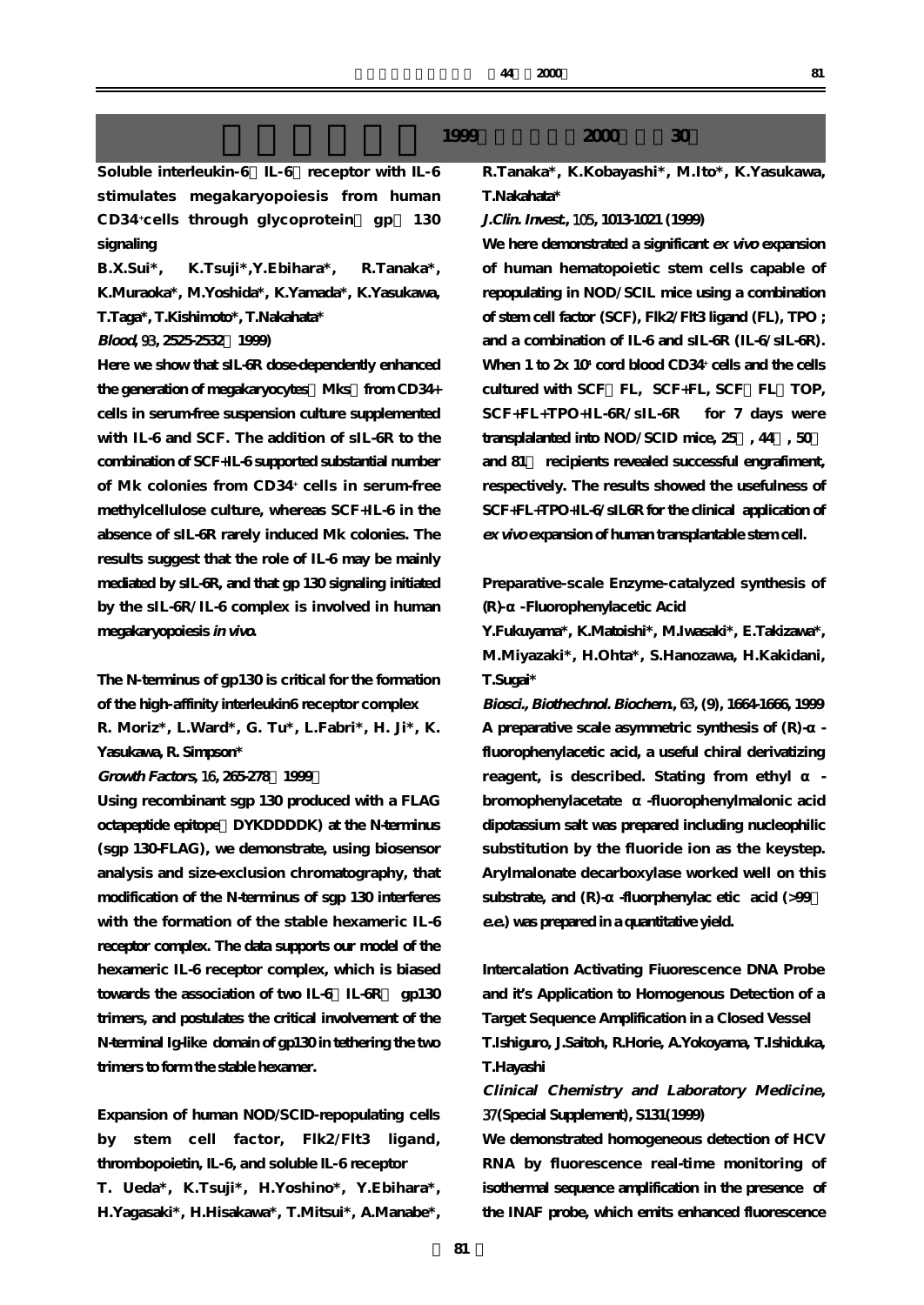## 1999　　　　2000　　30

**Soluble interleukin-6（IL-6）receptor with IL-6 stimulates megakaryopoiesis from human CD34+cells through glycoprotein（gp）130 signaling**

**B.X.Sui\*, K.Tsuji\*,Y.Ebihara\*, R.Tanaka\*, K.Muraoka\*, M.Yoshida\*, K.Yamada\*, K.Yasukawa, T.Taga\*, T.Kishimoto\*, T.Nakahata\***

***Blood*, 93, 2525-2532（1999)**

Here we show that sIL-6R dose-dependently enhanced the generation of megakaryocytes（Mks）from CD34+ cells in serum-free suspension culture supplemented with IL-6 and SCF. The addition of sIL-6R to the combination of SCF+IL-6 supported substantial number of Mk colonies from CD34+ cells in serum-free methylcellulose culture, whereas SCF+IL-6 in the absence of sIL-6R rarely induced Mk colonies. The results suggest that the role of IL-6 may be mainly mediated by sIL-6R, and that gp 130 signaling initiated by the sIL-6R/IL-6 complex is involved in human megakaryopoiesis *in vivo*.

**The N-terminus of gp130 is critical for the formation of the high-affinity interleukin6 receptor complex**

**R. Moriz\*, L.Ward\*, G. Tu\*, L.Fabri\*, H. Ji\*, K. Yasukawa, R. Simpson\***

***Growth Factors*, 16, 265-278（1999）**

Using recombinant sgp 130 produced with a FLAG octapeptide epitope（DYKDDDDK) at the N-terminus (sgp 130-FLAG), we demonstrate, using biosensor analysis and size-exclusion chromatography, that modification of the N-terminus of sgp 130 interferes with the formation of the stable hexameric IL-6 receptor complex. The data supports our model of the hexameric IL-6 receptor complex, which is biased towards the association of two IL-6：IL-6R：gp130 trimers, and postulates the critical involvement of the N-terminal Ig-like domain of gp130 in tethering the two trimers to form the stable hexamer.

**Expansion of human NOD/SCID-repopulating cells by stem cell factor, Flk2/Flt3 ligand, thrombopoietin, IL-6, and soluble IL-6 receptor**

**T. Ueda\*, K.Tsuji\*, H.Yoshino\*, Y.Ebihara\*, H.Yagasaki\*, H.Hisakawa\*, T.Mitsui\*, A.Manabe\*, R.Tanaka\*, K.Kobayashi\*, M.Ito\*, K.Yasukawa, T.Nakahata\***

***J.Clin. Invest.*, 105, 1013-1021 (1999)**

We here demonstrated a significant *ex vivo* expansion of human hematopoietic stem cells capable of repopulating in NOD/SCIL mice using a combination of stem cell factor (SCF), Flk2/Flt3 ligand (FL), TPO ; and a combination of IL-6 and sIL-6R (IL-6/sIL-6R). When 1 to 2x $10^4$ cord blood CD34+ cells and the cells cultured with SCF＋FL, SCF+FL, SCF＋FL＋TOP, SCF+FL+TPO+IL-6R/sIL-6R　for 7 days were transplalanted into NOD/SCID mice, 25％, 44％, 50％ and 81％ recipients revealed successful engrafiment, respectively. The results showed the usefulness of SCF+FL+TPO+IL-6/sIL6R for the clinical application of *ex vivo* expansion of human transplantable stem cell.

**Preparative-scale Enzyme-catalyzed synthesis of (R)-α-Fluorophenylacetic Acid**

**Y.Fukuyama\*, K.Matoishi\*, M.Iwasaki\*, E.Takizawa\*, M.Miyazaki\*, H.Ohta\*, S.Hanozawa, H.Kakidani, T.Sugai\***

***Biosci., Biothechnol. Biochem.*, 63, (9), 1664-1666, 1999**

A preparative scale asymmetric synthesis of (R)-α-fluorophenylacetic acid, a useful chiral derivatizing reagent, is described. Stating from ethyl α-bromophenylacetate α-fluorophenylmalonic acid dipotassium salt was prepared including nucleophilic substitution by the fluoride ion as the keystep. Arylmalonate decarboxylase worked well on this substrate, and (R)-α-fluorphenylac etic acid (>99％ e.e.) was prepared in a quantitative yield.

**Intercalation Activating Fiuorescence DNA Probe and it's Application to Homogenous Detection of a Target Sequence Amplification in a Closed Vessel**

**T.Ishiguro, J.Saitoh, R.Horie, A.Yokoyama, T.Ishiduka, T.Hayashi**

***Clinical Chemistry and Laboratory Medicine*, 37(Special Supplement), S131(1999)**

We demonstrated homogeneous detection of HCV RNA by fluorescence real-time monitoring of isothermal sequence amplification in the presence of the INAF probe, which emits enhanced fluorescence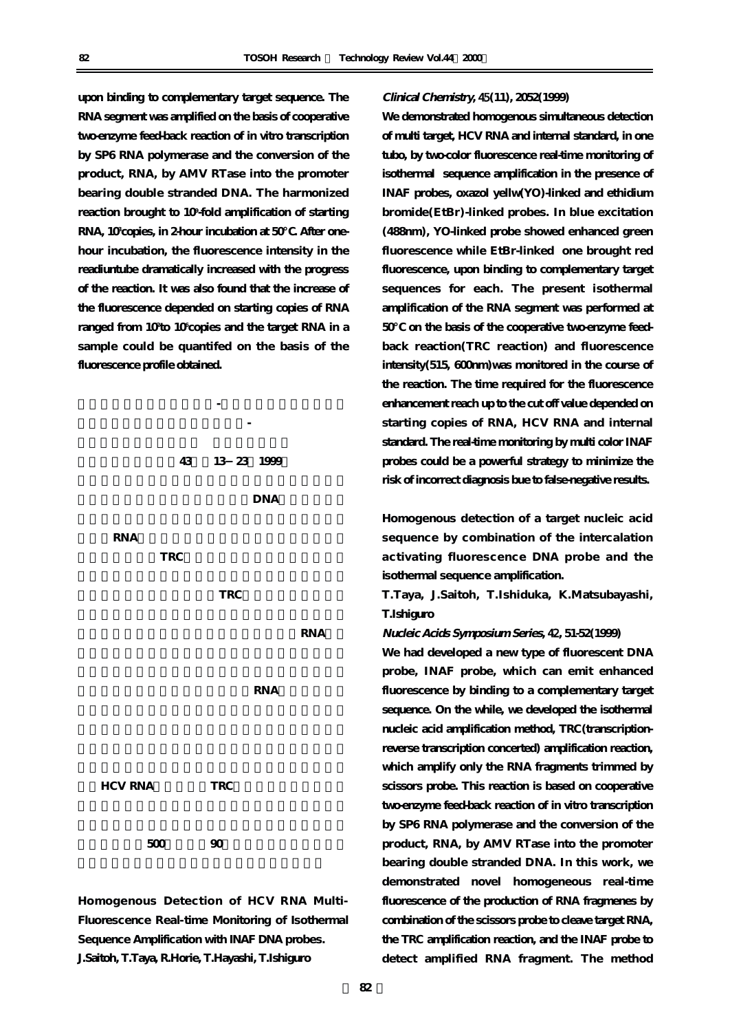upon binding to complementary target sequence. The RNA segment was amplified on the basis of cooperative two-enzyme feed-back reaction of in vitro transcription by SP6 RNA polymerase and the conversion of the product, RNA, by AMV RTase into the promoter bearing double stranded DNA. The harmonized reaction brought to $10^9$-fold amplification of starting RNA, $10^3$copies, in 2-hour incubation at 50°C. After one-hour incubation, the fluorescence intensity in the readiuntube dramatically increased with the progress of the reaction. It was also found that the increase of the fluorescence depended on starting copies of RNA ranged from $10^3$to $10^6$copies and the target RNA in a sample could be quantifed on the basis of the fluorescence profile obtained.

-

-

43 13 23 1999

DNA

RNA

TRC

TRC

RNA

RNA

HCV RNA TRC

500 90

**Homogenous Detection of HCV RNA Multi-Fluorescence Real-time Monitoring of Isothermal Sequence Amplification with INAF DNA probes.**

**J.Saitoh, T.Taya, R.Horie, T.Hayashi, T.Ishiguro**

***Clinical Chemistry*, 45(11), 2052(1999)**

We demonstrated homogenous simultaneous detection of multi target, HCV RNA and internal standard, in one tubo, by two-color fluorescence real-time monitoring of isothermal sequence amplification in the presence of INAF probes, oxazol yellw(YO)-linked and ethidium bromide(EtBr)-linked probes. In blue excitation (488nm), YO-linked probe showed enhanced green fluorescence while EtBr-linked one brought red fluorescence, upon binding to complementary target sequences for each. The present isothermal amplification of the RNA segment was performed at 50°C on the basis of the cooperative two-enzyme feed-back reaction(TRC reaction) and fluorescence intensity(515, 600nm)was monitored in the course of the reaction. The time required for the fluorescence enhancement reach up to the cut off value depended on starting copies of RNA, HCV RNA and internal standard. The real-time monitoring by multi color INAF probes could be a powerful strategy to minimize the risk of incorrect diagnosis bue to false-negative results.

**Homogenous detection of a target nucleic acid sequence by combination of the intercalation activating fluorescence DNA probe and the isothermal sequence amplification.**

**T.Taya, J.Saitoh, T.Ishiduka, K.Matsubayashi, T.Ishiguro**

***Nucleic Acids Symposium Series*, 42, 51-52(1999)**

We had developed a new type of fluorescent DNA probe, INAF probe, which can emit enhanced fluorescence by binding to a complementary target sequence. On the while, we developed the isothermal nucleic acid amplification method, TRC(transcription-reverse transcription concerted) amplification reaction, which amplify only the RNA fragments trimmed by scissors probe. This reaction is based on cooperative two-enzyme feed-back reaction of in vitro transcription by SP6 RNA polymerase and the conversion of the product, RNA, by AMV RTase into the promoter bearing double stranded DNA. In this work, we demonstrated novel homogeneous real-time fluorescence of the production of RNA fragmenes by combination of the scissors probe to cleave target RNA, the TRC amplification reaction, and the INAF probe to detect amplified RNA fragment. The method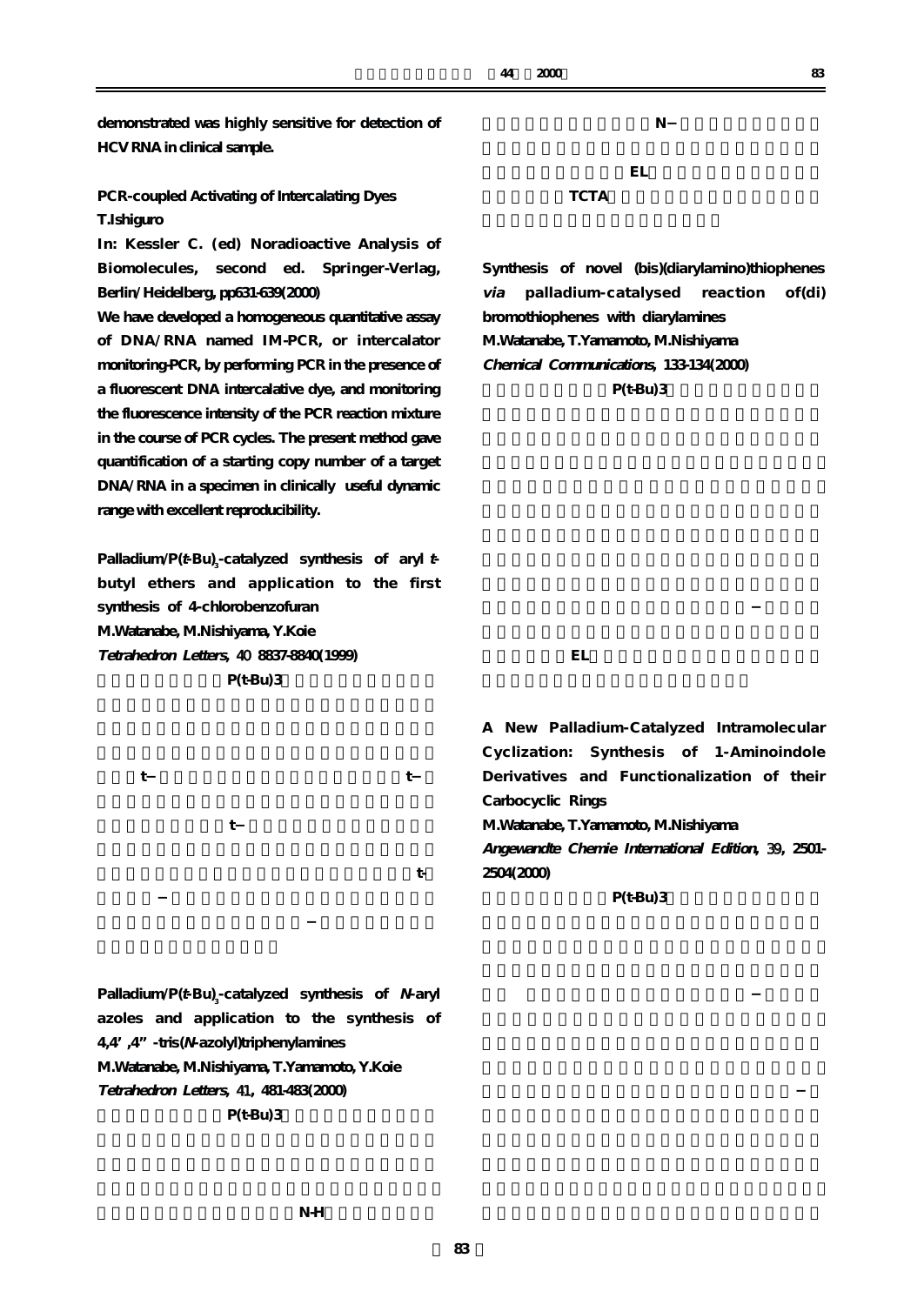demonstrated was highly sensitive for detection of HCV RNA in clinical sample.

**PCR-coupled Activating of Intercalating Dyes**
**T.Ishiguro**
**In: Kessler C. (ed) Noradioactive Analysis of Biomolecules, second ed. Springer-Verlag, Berlin/Heidelberg, pp631-639(2000)**

We have developed a homogeneous quantitative assay of DNA/RNA named IM-PCR, or intercalator monitoring-PCR, by performing PCR in the presence of a fluorescent DNA intercalative dye, and monitoring the fluorescence intensity of the PCR reaction mixture in the course of PCR cycles. The present method gave quantification of a starting copy number of a target DNA/RNA in a specimen in clinically useful dynamic range with excellent reproducibility.

**Palladium/P($t$-Bu)$_3$-catalyzed synthesis of aryl $t$-butyl ethers and application to the first synthesis of 4-chlorobenzofuran**
**M.Watanabe, M.Nishiyama, Y.Koie**
***Tetrahedron Letters*, 40 8837-8840(1999)**

P(t-Bu)3

t– t–

t–

t-

–

–

**Palladium/P($t$-Bu)$_3$-catalyzed synthesis of $N$-aryl azoles and application to the synthesis of 4,4',4"-tris($N$-azolyl)triphenylamines**
**M.Watanabe, M.Nishiyama, T.Yamamoto, Y.Koie**
***Tetrahedron Letters*, 41, 481-483(2000)**

P(t-Bu)3

N-H

N–

EL

TCTA

**Synthesis of novel (bis)(diarylamino)thiophenes *via* palladium-catalysed reaction of(di) bromothiophenes with diarylamines**
**M.Watanabe, T.Yamamoto, M.Nishiyama**
***Chemical Communications*, 133-134(2000)**

P(t-Bu)3

–

EL

**A New Palladium-Catalyzed Intramolecular Cyclization: Synthesis of 1-Aminoindole Derivatives and Functionalization of their Carbocyclic Rings**
**M.Watanabe, T.Yamamoto, M.Nishiyama**
***Angewandte Chemie International Edition*, 39, 2501-2504(2000)**

P(t-Bu)3

–

–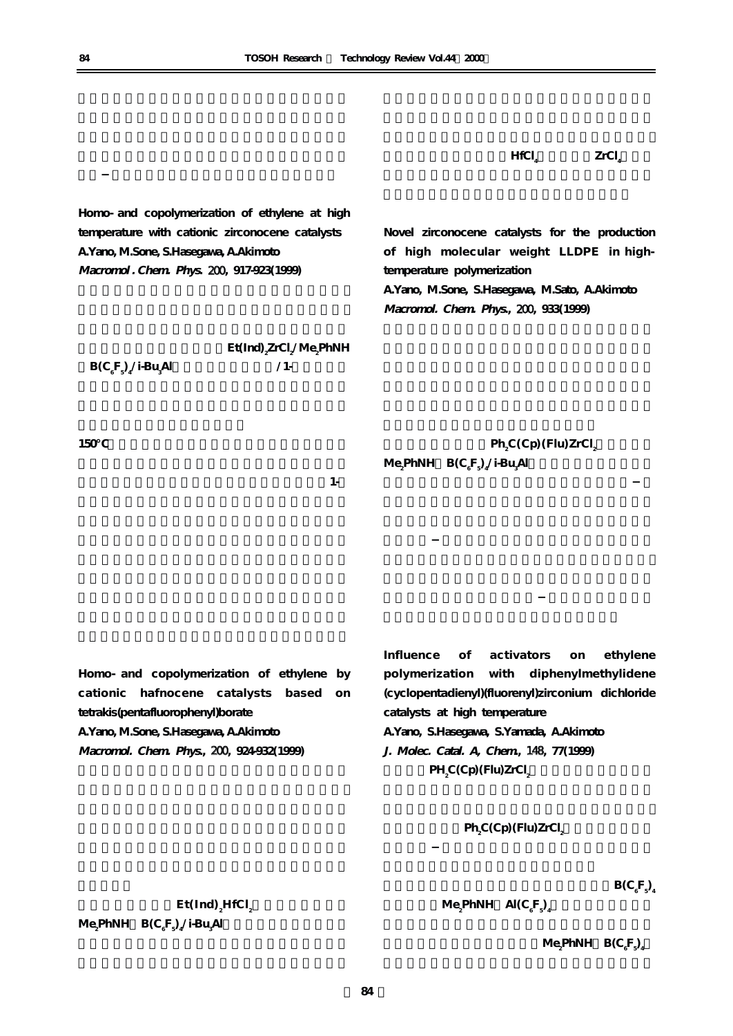Homo- and copolymerization of ethylene at high temperature with cationic zirconocene catalysts
A.Yano, M.Sone, S.Hasegawa, A.Akimoto
*Macromol. Chem. Phys.* 200, 917-923(1999)

$Et(Ind)_2ZrCl_2/Me_2PhNH$ $B(C_6F_5)_4/i\text{-}Bu_3Al$ / 1-

150°C

1-

Homo- and copolymerization of ethylene by cationic hafnocene catalysts based on tetrakis(pentafluorophenyl)borate
A.Yano, M.Sone, S.Hasegawa, A.Akimoto
*Macromol. Chem. Phys.*, 200, 924-932(1999)

$Et(Ind)_2HfCl_2$

$Me_2PhNH$ $B(C_6F_5)_4/i\text{-}Bu_3Al$

$HfCl_4$ $ZrCl_4$

Novel zirconocene catalysts for the production of high molecular weight LLDPE in high-temperature polymerization
A.Yano, M.Sone, S.Hasegawa, M.Sato, A.Akimoto
*Macromol. Chem. Phys.*, 200, 933(1999)

$Ph_2C(Cp)(Flu)ZrCl_2$

$Me_2PhNH$ $B(C_6F_5)_4/i\text{-}Bu_3Al$

Influence of activators on ethylene polymerization with diphenylmethylidene (cyclopentadienyl)(fluorenyl)zirconium dichloride catalysts at high temperature
A.Yano, S.Hasegawa, S.Yamada, A.Akimoto
*J. Molec. Catal. A, Chem.*, 148, 77(1999)

$PH_2C(Cp)(Flu)ZrCl_2$

$Ph_2C(Cp)(Flu)ZrCl_2$

$B(C_6F_5)_4$

$Me_2PhNH$ $Al(C_6F_5)_4$

$Me_2PhNH$ $B(C_6F_5)_4$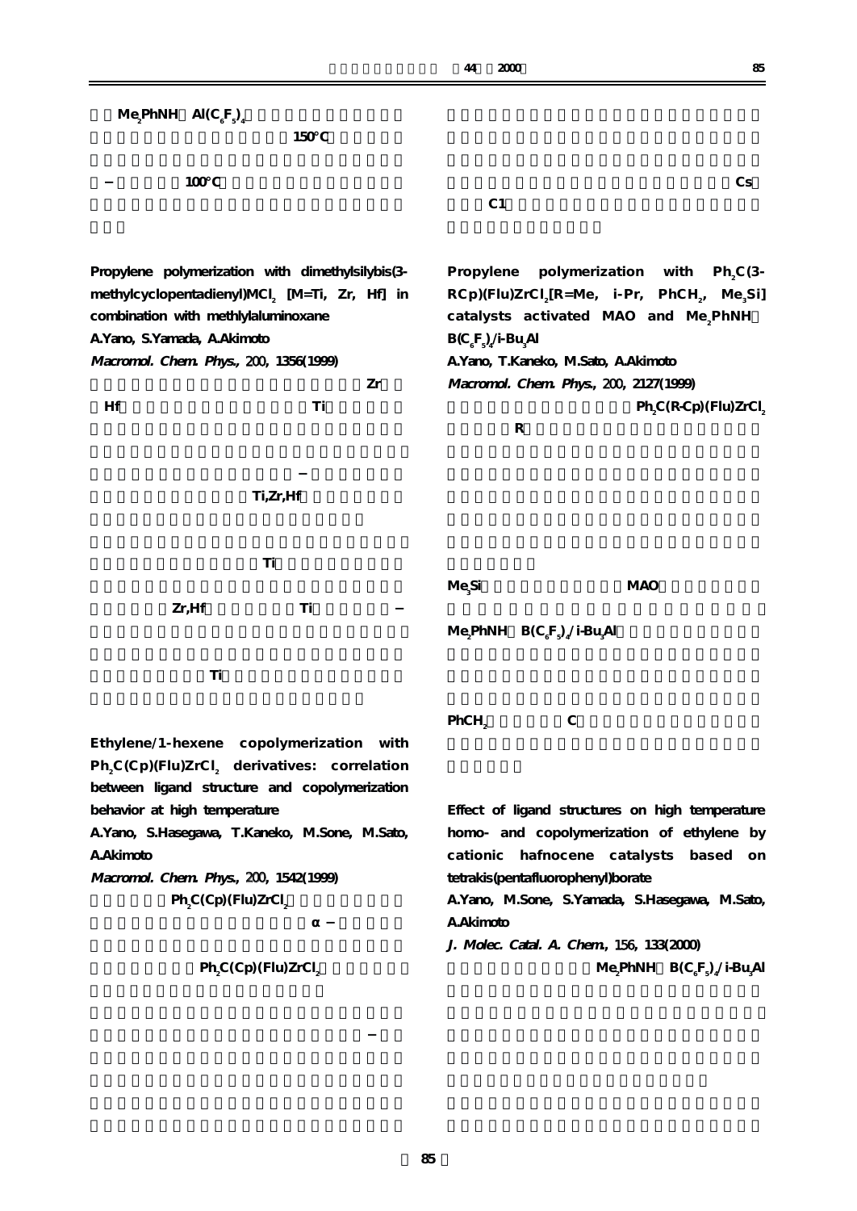$Me_2PhNH$ $Al(C_6F_5)_4$

150℃

− 100℃

Cs

C1

**Propylene polymerization with dimethylsilybis(3-methylcyclopentadienyl)$MCl_2$ [M=Ti, Zr, Hf] in combination with methlylaluminoxane**

A.Yano, S.Yamada, A.Akimoto

*Macromol. Chem. Phys.*, 200, 1356(1999)

Zr

Hf Ti

−

Ti,Zr,Hf

Ti

Zr,Hf Ti −

Ti

**Ethylene/1-hexene copolymerization with $Ph_2C(Cp)(Flu)ZrCl_2$ derivatives: correlation between ligand structure and copolymerization behavior at high temperature**

A.Yano, S.Hasegawa, T.Kaneko, M.Sone, M.Sato, A.Akimoto

*Macromol. Chem. Phys.*, 200, 1542(1999)

$Ph_2C(Cp)(Flu)ZrCl_2$

α −

$Ph_2C(Cp)(Flu)ZrCl_2$

−

**Propylene polymerization with $Ph_2C$(3-RCp)(Flu)$ZrCl_2$[R=Me, i-Pr, $PhCH_2$, $Me_3Si$] catalysts activated MAO and $Me_2PhNH$ $B(C_6F_5)_4$/i-$Bu_3Al$**

A.Yano, T.Kaneko, M.Sato, A.Akimoto

*Macromol. Chem. Phys.*, 200, 2127(1999)

$Ph_2C$(R-Cp)(Flu)$ZrCl_2$

R

$Me_3Si$ MAO

$Me_2PhNH$ $B(C_6F_5)_4$/i-$Bu_3Al$

$PhCH_2$ C

**Effect of ligand structures on high temperature homo- and copolymerization of ethylene by cationic hafnocene catalysts based on tetrakis(pentafluorophenyl)borate**

A.Yano, M.Sone, S.Yamada, S.Hasegawa, M.Sato, A.Akimoto

*J. Molec. Catal. A. Chem.*, 156, 133(2000)

$Me_2PhNH$ $B(C_6F_5)_4$/i-$Bu_3Al$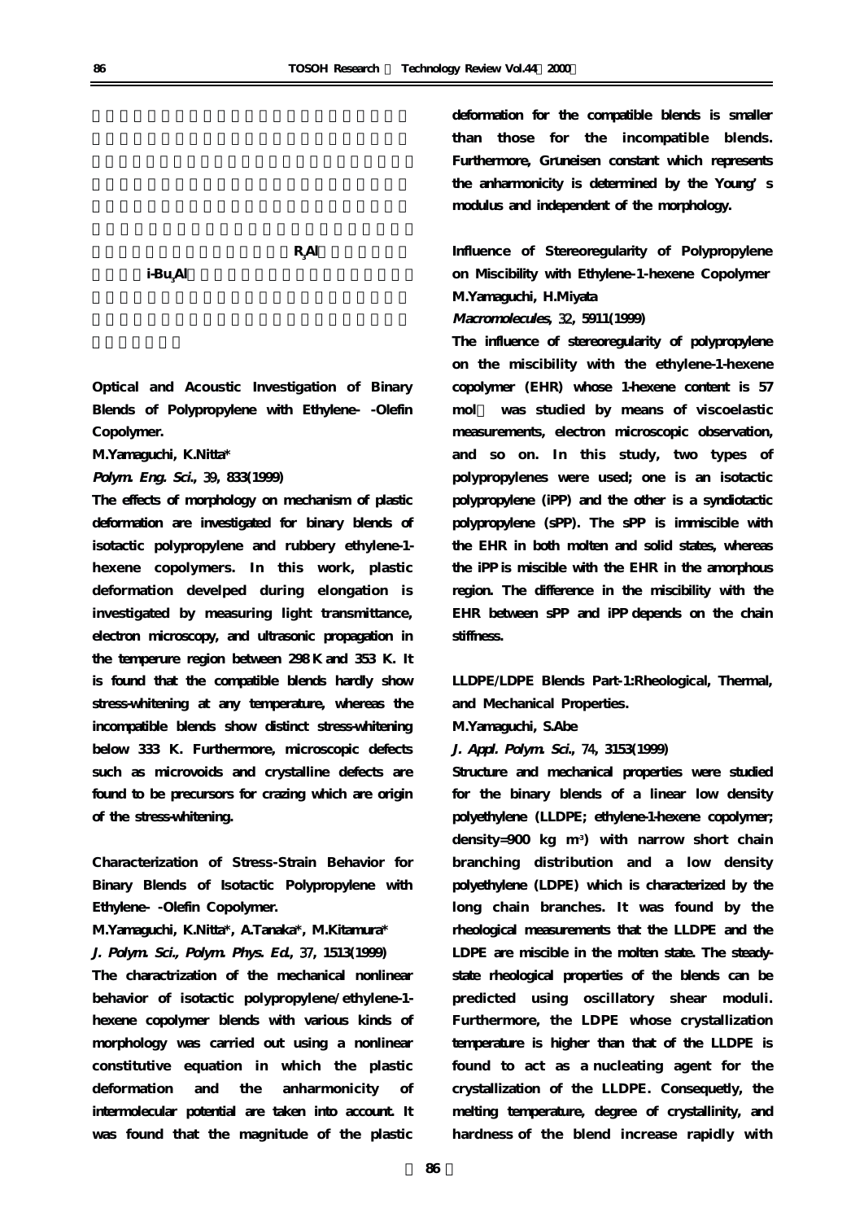$R_3Al$

$i$-$Bu_3Al$

**Optical and Acoustic Investigation of Binary Blends of Polypropylene with Ethylene- -Olefin Copolymer.**

**M.Yamaguchi, K.Nitta***

***Polym. Eng. Sci.*, 39, 833(1999)**

**The effects of morphology on mechanism of plastic deformation are investigated for binary blends of isotactic polypropylene and rubbery ethylene-1-hexene copolymers. In this work, plastic deformation develped during elongation is investigated by measuring light transmittance, electron microscopy, and ultrasonic propagation in the temperure region between 298 K and 353 K. It is found that the compatible blends hardly show stress-whitening at any temperature, whereas the incompatible blends show distinct stress-whitening below 333 K. Furthermore, microscopic defects such as microvoids and crystalline defects are found to be precursors for crazing which are origin of the stress-whitening.**

**Characterization of Stress-Strain Behavior for Binary Blends of Isotactic Polypropylene with Ethylene- -Olefin Copolymer.**

**M.Yamaguchi, K.Nitta*, A.Tanaka*, M.Kitamura***

***J. Polym. Sci., Polym. Phys. Ed.*, 37, 1513(1999)**

**The charactrization of the mechanical nonlinear behavior of isotactic polypropylene/ethylene-1-hexene copolymer blends with various kinds of morphology was carried out using a nonlinear constitutive equation in which the plastic deformation and the anharmonicity of intermolecular potential are taken into account. It was found that the magnitude of the plastic deformation for the compatible blends is smaller than those for the incompatible blends. Furthermore, Gruneisen constant which represents the anharmonicity is determined by the Young's modulus and independent of the morphology.**

**Influence of Stereoregularity of Polypropylene on Miscibility with Ethylene-1-hexene Copolymer**

**M.Yamaguchi, H.Miyata**

***Macromolecules*, 32, 5911(1999)**

**The influence of stereoregularity of polypropylene on the miscibility with the ethylene-1-hexene copolymer (EHR) whose 1-hexene content is 57 mol was studied by means of viscoelastic measurements, electron microscopic observation, and so on. In this study, two types of polypropylenes were used; one is an isotactic polypropylene (iPP) and the other is a syndiotactic polypropylene (sPP). The sPP is immiscible with the EHR in both molten and solid states, whereas the iPP is miscible with the EHR in the amorphous region. The difference in the miscibility with the EHR between sPP and iPP depends on the chain stiffness.**

**LLDPE/LDPE Blends Part-1:Rheological, Thermal, and Mechanical Properties.**

**M.Yamaguchi, S.Abe**

***J. Appl. Polym. Sci.*, 74, 3153(1999)**

**Structure and mechanical properties were studied for the binary blends of a linear low density polyethylene (LLDPE; ethylene-1-hexene copolymer; density=900 kg $m^3$) with narrow short chain branching distribution and a low density polyethylene (LDPE) which is characterized by the long chain branches. It was found by the rheological measurements that the LLDPE and the LDPE are miscible in the molten state. The steady-state rheological properties of the blends can be predicted using oscillatory shear moduli. Furthermore, the LDPE whose crystallization temperature is higher than that of the LLDPE is found to act as a nucleating agent for the crystallization of the LLDPE. Consequetly, the melting temperature, degree of crystallinity, and hardness of the blend increase rapidly with**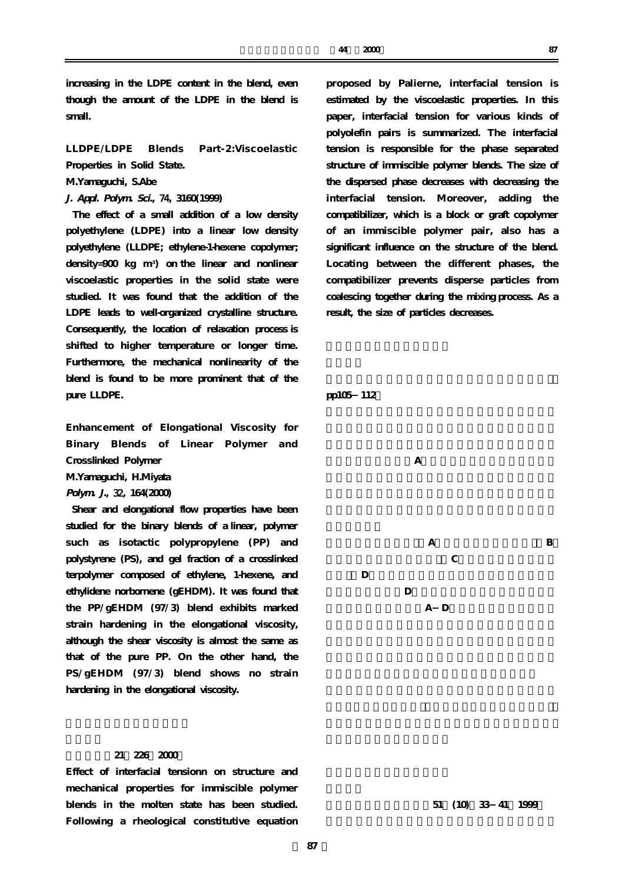increasing in the LDPE content in the blend, even though the amount of the LDPE in the blend is small.

**LLDPE/LDPE Blends Part-2:Viscoelastic Properties in Solid State.**

**M.Yamaguchi, S.Abe**

***J. Appl. Polym. Sci.*, 74, 3160(1999)**

The effect of a small addition of a low density polyethylene (LDPE) into a linear low density polyethylene (LLDPE; ethylene-1-hexene copolymer; density=900 kg $m^3$) on the linear and nonlinear viscoelastic properties in the solid state were studied. It was found that the addition of the LDPE leads to well-organized crystalline structure. Consequently, the location of relaxation process is shifted to higher temperature or longer time. Furthermore, the mechanical nonlinearity of the blend is found to be more prominent that of the pure LLDPE.

**Enhancement of Elongational Viscosity for Binary Blends of Linear Polymer and Crosslinked Polymer**

**M.Yamaguchi, H.Miyata**

***Polym. J.*, 32, 164(2000)**

Shear and elongational flow properties have been studied for the binary blends of a linear, polymer such as isotactic polypropylene (PP) and polystyrene (PS), and gel fraction of a crosslinked terpolymer composed of ethylene, 1-hexene, and ethylidene norbornene (gEHDM). It was found that the PP/gEHDM (97/3) blend exhibits marked strain hardening in the elongational viscosity, although the shear viscosity is almost the same as that of the pure PP. On the other hand, the PS/gEHDM (97/3) blend shows no strain hardening in the elongational viscosity.

21 226 2000

Effect of interfacial tensionn on structure and mechanical properties for immiscible polymer blends in the molten state has been studied. Following a rheological constitutive equation proposed by Palierne, interfacial tension is estimated by the viscoelastic properties. In this paper, interfacial tension for various kinds of polyolefin pairs is summarized. The interfacial tension is responsible for the phase separated structure of immiscible polymer blends. The size of the dispersed phase decreases with decreasing the interfacial tension. Moreover, adding the compatibilizer, which is a block or graft copolymer of an immiscible polymer pair, also has a significant influence on the structure of the blend. Locating between the different phases, the compatibilizer prevents disperse particles from coalescing together during the mixing process. As a result, the size of particles decreases.

pp105 112

A

A B

C

D

D

A D

51 (10) 33 41 1999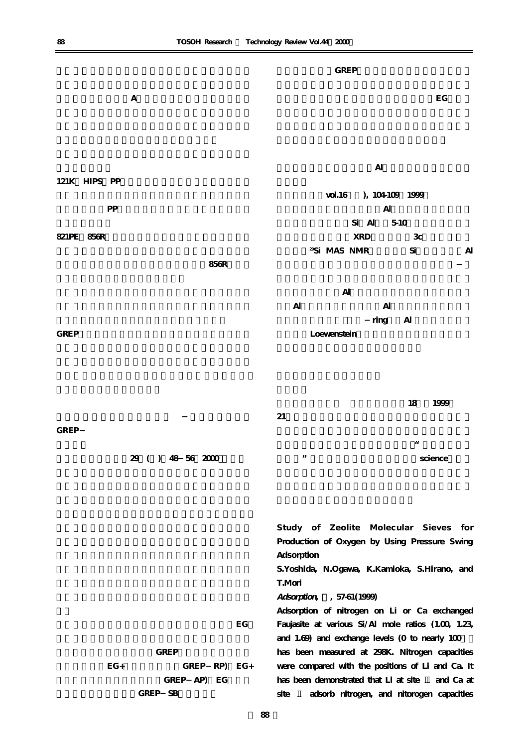A

121K HIPS PP

PP

821PE 856R

856R

GREP

GREP−

29 ( ) 48−56 2000

EG

GREP

EG+ GREP−RP) EG+

GREP−AP) EG

GREP−SB

GREP

EG

Al

vol.16 ), 104-109 1999

Al

Si Al 5-10

XRD 3c

$^{29}$Si MAS NMR Si Al

−

Al

Al Al

−ring Al

Loewenstein

18 1999

21

“

” science

**Study of Zeolite Molecular Sieves for Production of Oxygen by Using Pressure Swing Adsorption**

**S.Yoshida, N.Ogawa, K.Kamioka, S.Hirano, and T.Mori**

***Adsorption*, , 57-61(1999)**

**Adsorption of nitrogen on Li or Ca exchanged Faujasite at various Si/Al mole ratios (1.00, 1.23, and 1.69) and exchange levels (0 to nearly 100 ) has been measured at 298K. Nitrogen capacities were compared with the positions of Li and Ca. It has been demonstrated that Li at site and Ca at site adsorb nitrogen, and nitorogen capacities**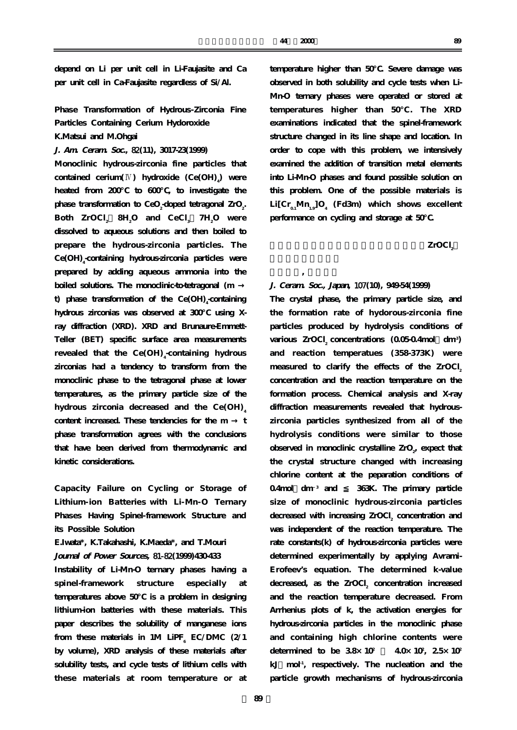depend on Li per unit cell in Li-Faujasite and Ca per unit cell in Ca-Faujasite regardless of Si/Al.

**Phase Transformation of Hydrous-Zirconia Fine Particles Containing Cerium Hydoroxide**

**K.Matsui and M.Ohgai**

***J. Am. Ceram. Soc.*, 82(11), 3017-23(1999)**

Monoclinic hydrous-zirconia fine particles that contained cerium(Ⅳ) hydroxide ($Ce(OH)_4$) were heated from 200℃ to 600℃, to investigate the phase transformation to $CeO_2$-doped tetragonal $ZrO_2$. Both $ZrOCl_2$ $8H_2O$ and $CeCl_3$ $7H_2O$ were dissolved to aqueous solutions and then boiled to prepare the hydrous-zirconia particles. The $Ce(OH)_4$-containing hydrous-zirconia particles were prepared by adding aqueous ammonia into the boiled solutions. The monoclinic-to-tetragonal (m → t) phase transformation of the $Ce(OH)_4$-containing hydrous zirconias was observed at 300℃ using X-ray diffraction (XRD). XRD and Brunaure-Emmett-Teller (BET) specific surface area measurements revealed that the $Ce(OH)_4$-containing hydrous zirconias had a tendency to transform from the monoclinic phase to the tetragonal phase at lower temperatures, as the primary particle size of the hydrous zirconia decreased and the $Ce(OH)_4$ content increased. These tendencies for the m → t phase transformation agrees with the conclusions that have been derived from thermodynamic and kinetic considerations.

**Capacity Failure on Cycling or Storage of Lithium-ion Batteries with Li-Mn-O Ternary Phases Having Spinel-framework Structure and its Possible Solution**

**E.Iwata*, K.Takahashi, K.Maeda*, and T.Mouri**

***Journal of Power Sources*, 81-82(1999)430-433**

Instability of Li-Mn-O ternary phases having a spinel-framework structure especially at temperatures above 50℃ is a problem in designing lithium-ion batteries with these materials. This paper describes the solubility of manganese ions from these materials in 1M $LiPF_6$ EC/DMC (2/1 by volume), XRD analysis of these materials after solubility tests, and cycle tests of lithium cells with these materials at room temperature or at temperature higher than 50℃. Severe damage was observed in both solubility and cycle tests when Li-Mn-O ternary phases were operated or stored at temperatures higher than 50℃. The XRD examinations indicated that the spinel-framework structure changed in its line shape and location. In order to cope with this problem, we intensively examined the addition of transition metal elements into Li-Mn-O phases and found possible solution on this problem. One of the possible materials is $Li[Cr_{0.1}Mn_{1.9}]O_4$ (Fd3m) which shows excellent performance on cycling and storage at 50℃.

**$ZrOCl_2$**

**,**

***J. Ceram. Soc., Japan*, 107(10), 949-54(1999)**

The crystal phase, the primary particle size, and the formation rate of hydorous-zirconia fine particles produced by hydrolysis conditions of various $ZrOCl_2$ concentrations (0.05-0.4mol dm$^{-3}$) and reaction temperatues (358-373K) were measured to clarify the effects of the $ZrOCl_2$ concentration and the reaction temperature on the formation process. Chemical analysis and X-ray diffraction measurements revealed that hydrous-zirconia particles synthesized from all of the hydrolysis conditions were similar to those observed in monoclinic crystalline $ZrO_2$, expect that the crystal structure changed with increasing chlorine content at the peparation conditions of 0.4mol dm$^{-3}$ and ≦ 363K. The primary particle size of monoclinic hydrous-zirconia particles decreased with increasing $ZrOCl_2$ concentration and was independent of the reaction temperature. The rate constants(k) of hydrous-zirconia particles were determined experimentally by applying Avrami-Erofeev's equation. The determined k-value decreased, as the $ZrOCl_2$ concentration increased and the reaction temperature decreased. From Arrhenius plots of k, the activation energies for hydrous-zirconia particles in the monoclinic phase and containing high chlorine contents were determined to be $3.8\times10^2$ $4.0\times10^2$, $2.5\times10^2$ kJ mol$^{-1}$, respectively. The nucleation and the particle growth mechanisms of hydrous-zirconia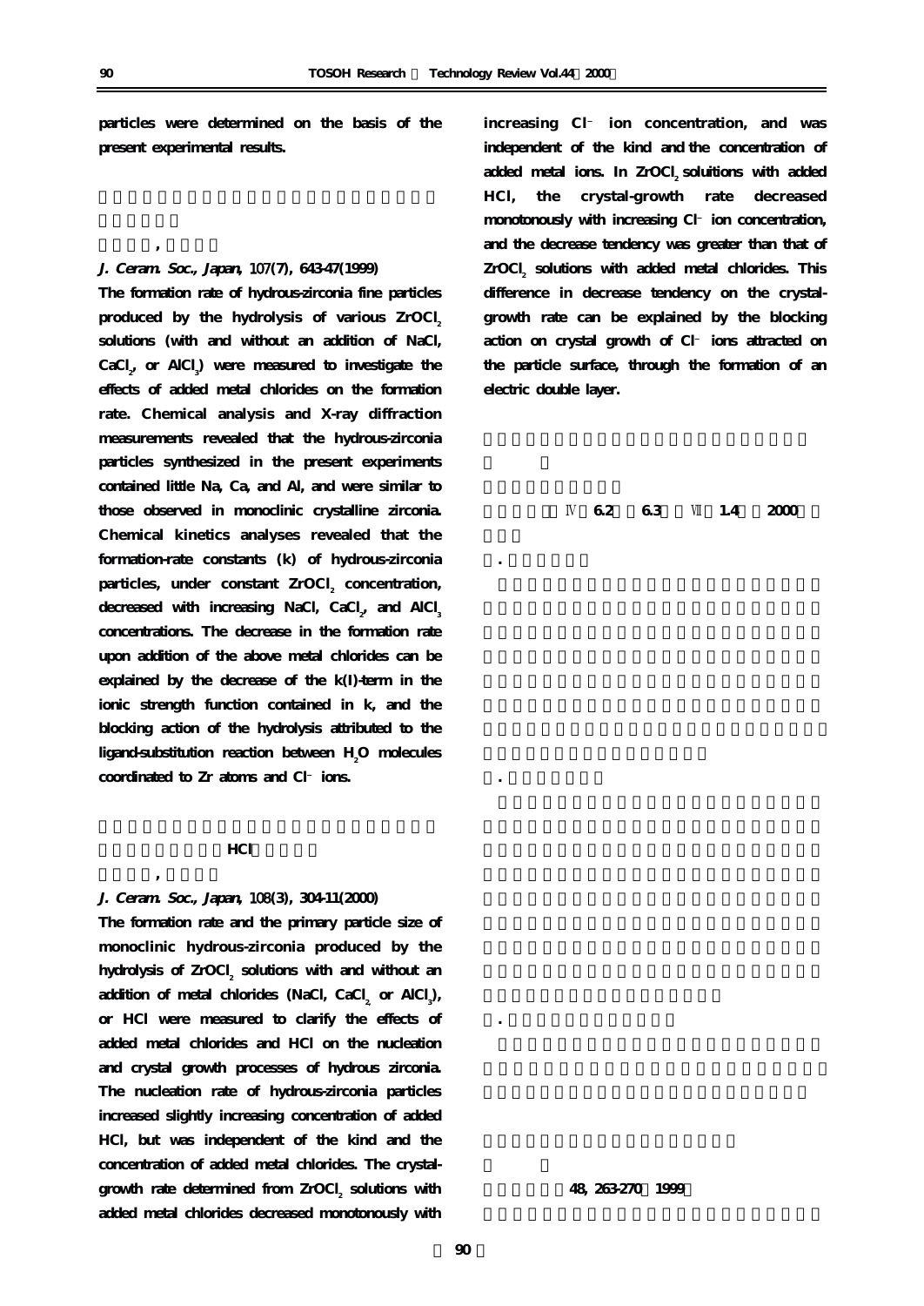particles were determined on the basis of the present experimental results.

,

*J. Ceram. Soc., Japan*, 107(7), 643-47(1999)

The formation rate of hydrous-zirconia fine particles produced by the hydrolysis of various $ZrOCl_2$ solutions (with and without an addition of NaCl, $CaCl_2$, or $AlCl_3$) were measured to investigate the effects of added metal chlorides on the formation rate. Chemical analysis and X-ray diffraction measurements revealed that the hydrous-zirconia particles synthesized in the present experiments contained little Na, Ca, and Al, and were similar to those observed in monoclinic crystalline zirconia. Chemical kinetics analyses revealed that the formation-rate constants (k) of hydrous-zirconia particles, under constant $ZrOCl_2$ concentration, decreased with increasing NaCl, $CaCl_2$, and $AlCl_3$ concentrations. The decrease in the formation rate upon addition of the above metal chlorides can be explained by the decrease of the k(I)-term in the ionic strength function contained in k, and the blocking action of the hydrolysis attributed to the ligand-substitution reaction between $H_2O$ molecules coordinated to Zr atoms and $Cl^-$ ions.

HCl

,

*J. Ceram. Soc., Japan*, 108(3), 304-11(2000)

The formation rate and the primary particle size of monoclinic hydrous-zirconia produced by the hydrolysis of $ZrOCl_2$ solutions with and without an addition of metal chlorides (NaCl, $CaCl_2$ or $AlCl_3$), or HCl were measured to clarify the effects of added metal chlorides and HCl on the nucleation and crystal growth processes of hydrous zirconia. The nucleation rate of hydrous-zirconia particles increased slightly increasing concentration of added HCl, but was independent of the kind and the concentration of added metal chlorides. The crystal-growth rate determined from $ZrOCl_2$ solutions with added metal chlorides decreased monotonously with increasing $Cl^-$ ion concentration, and was independent of the kind and the concentration of added metal ions. In $ZrOCl_2$ soluitions with added HCl, the crystal-growth rate decreased monotonously with increasing $Cl^-$ ion concentration, and the decrease tendency was greater than that of $ZrOCl_2$ solutions with added metal chlorides. This difference in decrease tendency on the crystal-growth rate can be explained by the blocking action on crystal growth of $Cl^-$ ions attracted on the particle surface, through the formation of an electric double layer.

Ⅳ 6.2 6.3 Ⅶ 1.4 2000

.

.

.

48, 263-270 1999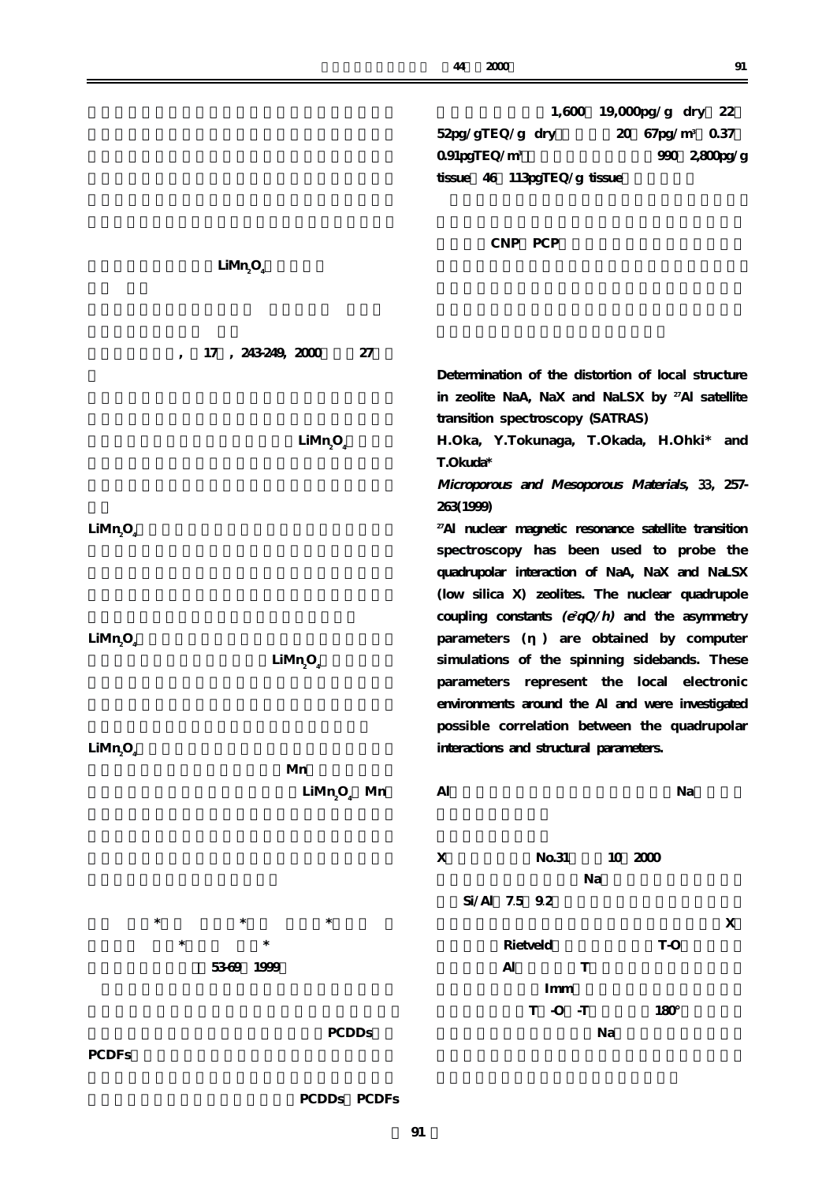LiMn$_2$O$_4$

, 17 , 243-249, 2000 27

LiMn$_2$O$_4$

LiMn$_2$O$_4$

LiMn$_2$O$_4$

LiMn$_2$O$_4$

LiMn$_2$O$_4$

Mn

LiMn$_2$O$_4$ Mn

\* \* \*

\* \*

53-69 1999

PCDDs

PCDFs

PCDDs PCDFs

1,600 19,000pg/g dry 22 52pg/gTEQ/g dry 20 67pg/m$^3$ 0.37 0.91pgTEQ/m$^3$ 990 2,800pg/g tissue 46 113pgTEQ/g tissue

CNP PCP

**Determination of the distortion of local structure in zeolite NaA, NaX and NaLSX by $^{27}$Al satellite transition spectroscopy (SATRAS)**

**H.Oka, Y.Tokunaga, T.Okada, H.Ohki\* and T.Okuda\***

***Microporous and Mesoporous Materials*, 33, 257-263(1999)**

**$^{27}$Al nuclear magnetic resonance satellite transition spectroscopy has been used to probe the quadrupolar interaction of NaA, NaX and NaLSX (low silica X) zeolites. The nuclear quadrupole coupling constants *($e^2qQ/h$)* and the asymmetry parameters ($\eta$) are obtained by computer simulations of the spinning sidebands. These parameters represent the local electronic environments around the Al and were investigated possible correlation between the quadrupolar interactions and structural parameters.**

Al Na

X No.31 10 2000

Na

Si/Al 7.5 9.2

X

Rietveld T-O

Al T

Imm

T -O -T 180°

Na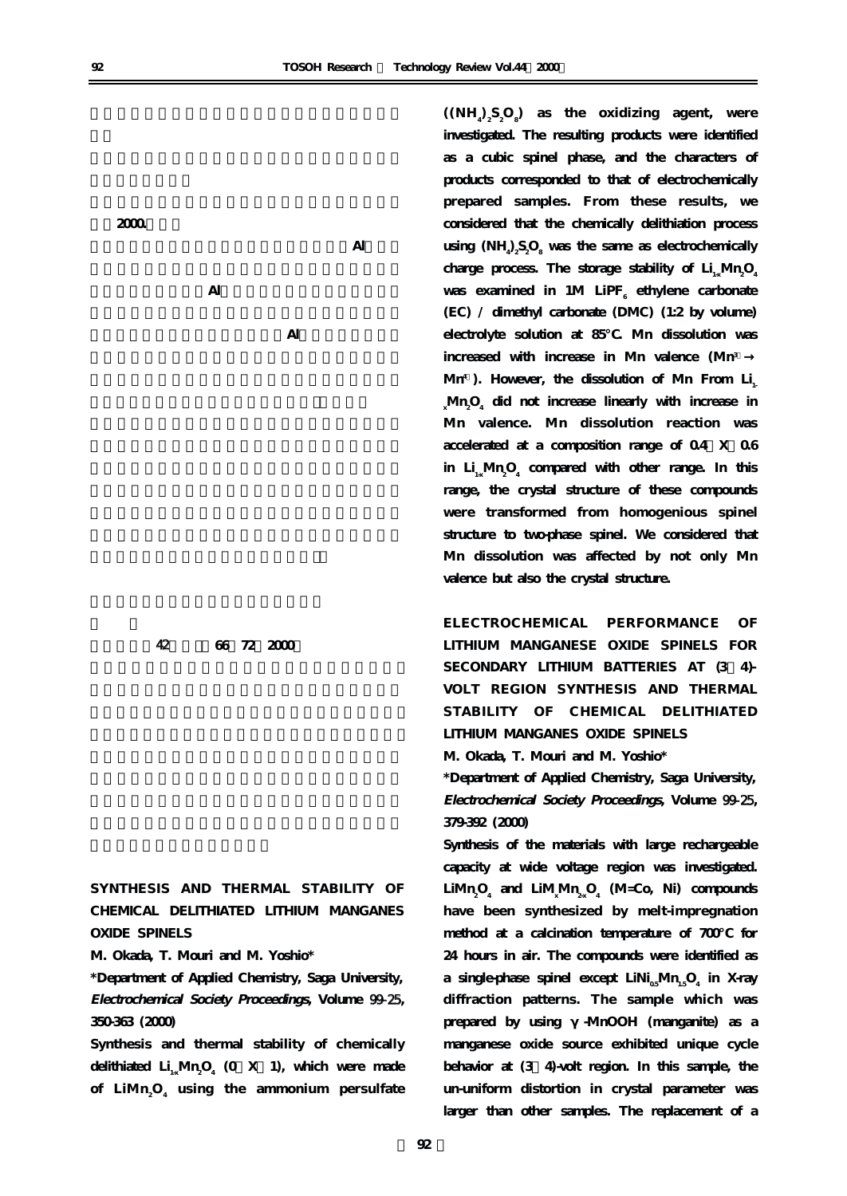2000.

Al

Al

Al

42 66 72 2000

## SYNTHESIS AND THERMAL STABILITY OF CHEMICAL DELITHIATED LITHIUM MANGANES OXIDE SPINELS

**M. Okada, T. Mouri and M. Yoshio***

**\*Department of Applied Chemistry, Saga University, *Electrochemical Society Proceedings*, Volume 99-25, 350-363 (2000)**

**Synthesis and thermal stability of chemically delithiated $Li_{1-x}Mn_2O_4$ (0 X 1), which were made of $LiMn_2O_4$ using the ammonium persulfate ($(NH_4)_2S_2O_8$) as the oxidizing agent, were investigated. The resulting products were identified as a cubic spinel phase, and the characters of products corresponded to that of electrochemically prepared samples. From these results, we considered that the chemically delithiation process using $(NH_4)_2S_2O_8$ was the same as electrochemically charge process. The storage stability of $Li_{1-x}Mn_2O_4$ was examined in 1M $LiPF_6$ ethylene carbonate (EC) / dimethyl carbonate (DMC) (1:2 by volume) electrolyte solution at 85°C. Mn dissolution was increased with increase in Mn valence ($Mn^{3+}$ → $Mn^{4+}$). However, the dissolution of Mn From $Li_{1-x}Mn_2O_4$ did not increase linearly with increase in Mn valence. Mn dissolution reaction was accelerated at a composition range of 0.4 X 0.6 in $Li_{1-x}Mn_2O_4$ compared with other range. In this range, the crystal structure of these compounds were transformed from homogenious spinel structure to two-phase spinel. We considered that Mn dissolution was affected by not only Mn valence but also the crystal structure.**

## ELECTROCHEMICAL PERFORMANCE OF LITHIUM MANGANESE OXIDE SPINELS FOR SECONDARY LITHIUM BATTERIES AT (3 4)-VOLT REGION SYNTHESIS AND THERMAL STABILITY OF CHEMICAL DELITHIATED LITHIUM MANGANES OXIDE SPINELS

**M. Okada, T. Mouri and M. Yoshio***

**\*Department of Applied Chemistry, Saga University, *Electrochemical Society Proceedings*, Volume 99-25, 379-392 (2000)**

**Synthesis of the materials with large rechargeable capacity at wide voltage region was investigated. $LiMn_2O_4$ and $LiM_xMn_{2-x}O_4$ (M=Co, Ni) compounds have been synthesized by melt-impregnation method at a calcination temperature of 700°C for 24 hours in air. The compounds were identified as a single-phase spinel except $LiNi_{0.5}Mn_{1.5}O_4$ in X-ray diffraction patterns. The sample which was prepared by using γ-MnOOH (manganite) as a manganese oxide source exhibited unique cycle behavior at (3 4)-volt region. In this sample, the un-uniform distortion in crystal parameter was larger than other samples. The replacement of a**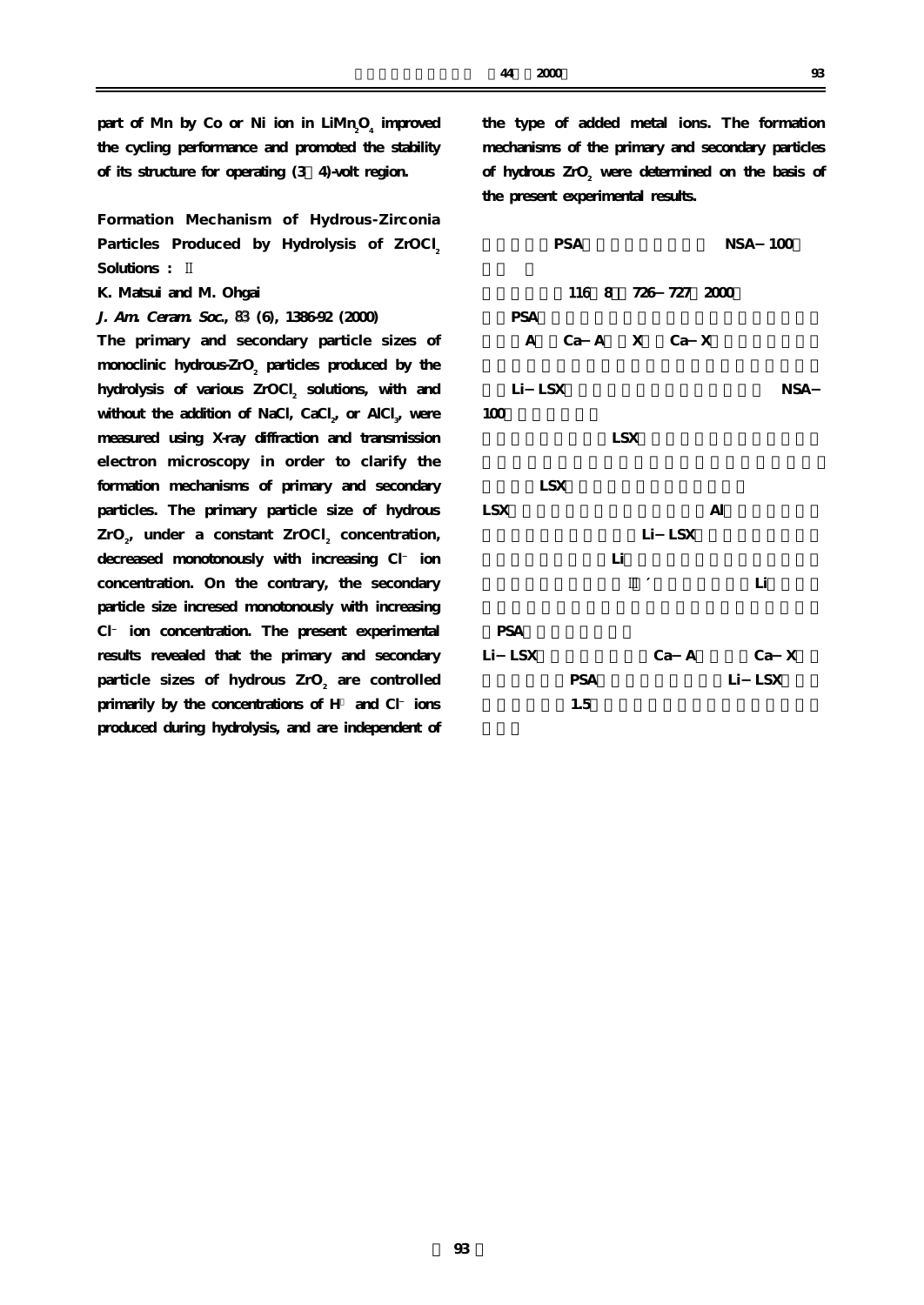part of Mn by Co or Ni ion in $LiMn_2O_4$ improved the cycling performance and promoted the stability of its structure for operating (3 4)-volt region.

**Formation Mechanism of Hydrous-Zirconia Particles Produced by Hydrolysis of $ZrOCl_2$ Solutions : II**

**K. Matsui and M. Ohgai**

***J. Am. Ceram. Soc.*, 83 (6), 1386-92 (2000)**

The primary and secondary particle sizes of monoclinic hydrous-$ZrO_2$ particles produced by the hydrolysis of various $ZrOCl_2$ solutions, with and without the addition of NaCl, $CaCl_2$, or $AlCl_3$, were measured using X-ray diffraction and transmission electron microscopy in order to clarify the formation mechanisms of primary and secondary particles. The primary particle size of hydrous $ZrO_2$, under a constant $ZrOCl_2$ concentration, decreased monotonously with increasing $Cl^-$ ion concentration. On the contrary, the secondary particle size incresed monotonously with increasing $Cl^-$ ion concentration. The present experimental results revealed that the primary and secondary particle sizes of hydrous $ZrO_2$ are controlled primarily by the concentrations of $H^+$ and $Cl^-$ ions produced during hydrolysis, and are independent of the type of added metal ions. The formation mechanisms of the primary and secondary particles of hydrous $ZrO_2$ were determined on the basis of the present experimental results.

PSA NSA−100

116 8 726−727 2000

PSA

A Ca−A X Ca−X

Li−LSX NSA−100

LSX

LSX

LSX Al

Li−LSX

Li

III ´ Li

PSA

Li−LSX Ca−A Ca−X

PSA Li−LSX

1.5